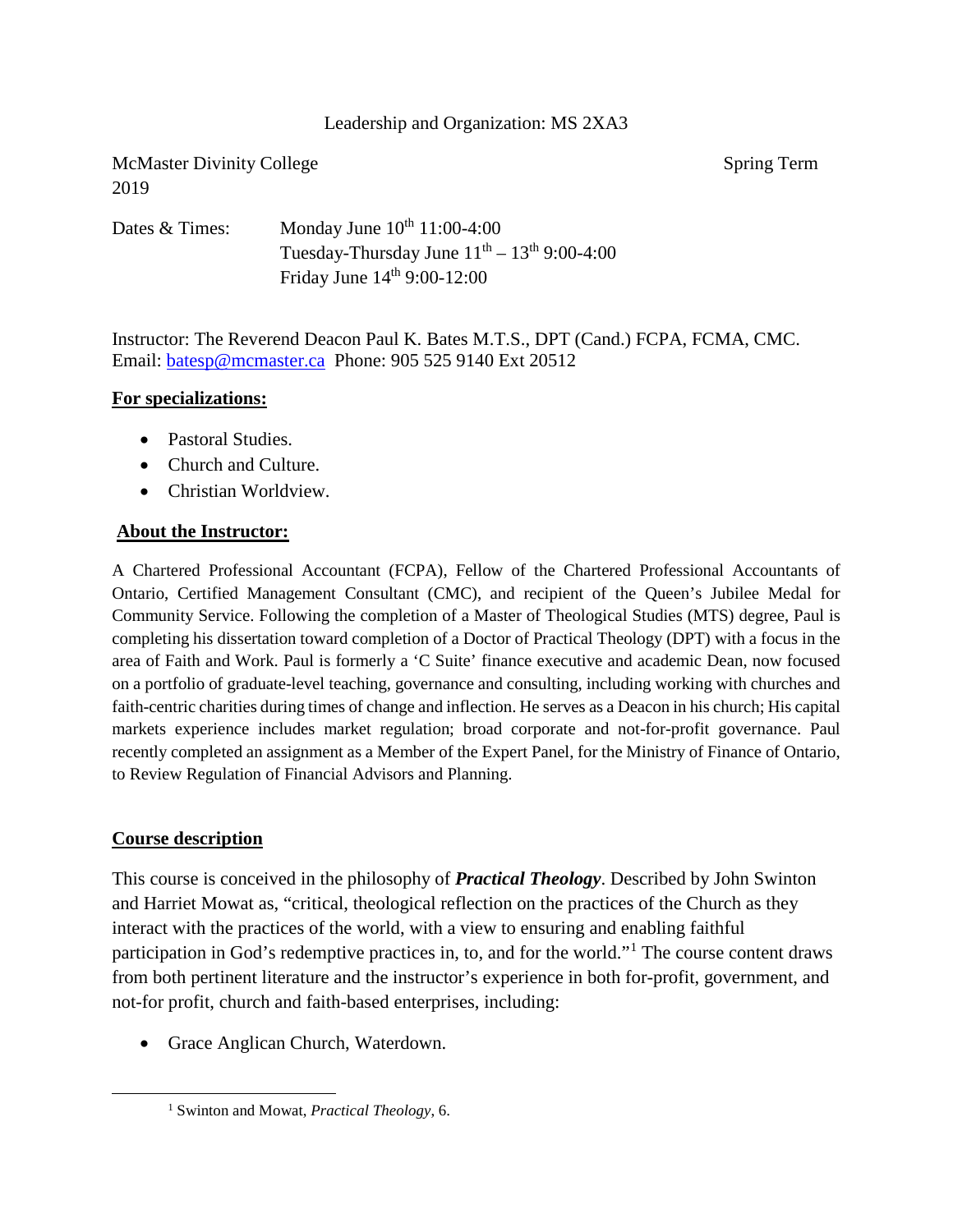Leadership and Organization: MS 2XA3

McMaster Divinity College Spring Term 2019

Dates & Times: Monday June 10th 11:00-4:00
Tuesday-Thursday June 11th – 13th 9:00-4:00
Friday June 14th 9:00-12:00

Instructor: The Reverend Deacon Paul K. Bates M.T.S., DPT (Cand.) FCPA, FCMA, CMC.
Email: batesp@mcmaster.ca Phone: 905 525 9140 Ext 20512

**For specializations:**

- Pastoral Studies.
- Church and Culture.
- Christian Worldview.

**About the Instructor:**

A Chartered Professional Accountant (FCPA), Fellow of the Chartered Professional Accountants of Ontario, Certified Management Consultant (CMC), and recipient of the Queen's Jubilee Medal for Community Service. Following the completion of a Master of Theological Studies (MTS) degree, Paul is completing his dissertation toward completion of a Doctor of Practical Theology (DPT) with a focus in the area of Faith and Work. Paul is formerly a 'C Suite' finance executive and academic Dean, now focused on a portfolio of graduate-level teaching, governance and consulting, including working with churches and faith-centric charities during times of change and inflection. He serves as a Deacon in his church; His capital markets experience includes market regulation; broad corporate and not-for-profit governance. Paul recently completed an assignment as a Member of the Expert Panel, for the Ministry of Finance of Ontario, to Review Regulation of Financial Advisors and Planning.

**Course description**

This course is conceived in the philosophy of ***Practical Theology***. Described by John Swinton and Harriet Mowat as, "critical, theological reflection on the practices of the Church as they interact with the practices of the world, with a view to ensuring and enabling faithful participation in God's redemptive practices in, to, and for the world."[1] The course content draws from both pertinent literature and the instructor's experience in both for-profit, government, and not-for profit, church and faith-based enterprises, including:

- Grace Anglican Church, Waterdown.

[1] Swinton and Mowat, *Practical Theology*, 6.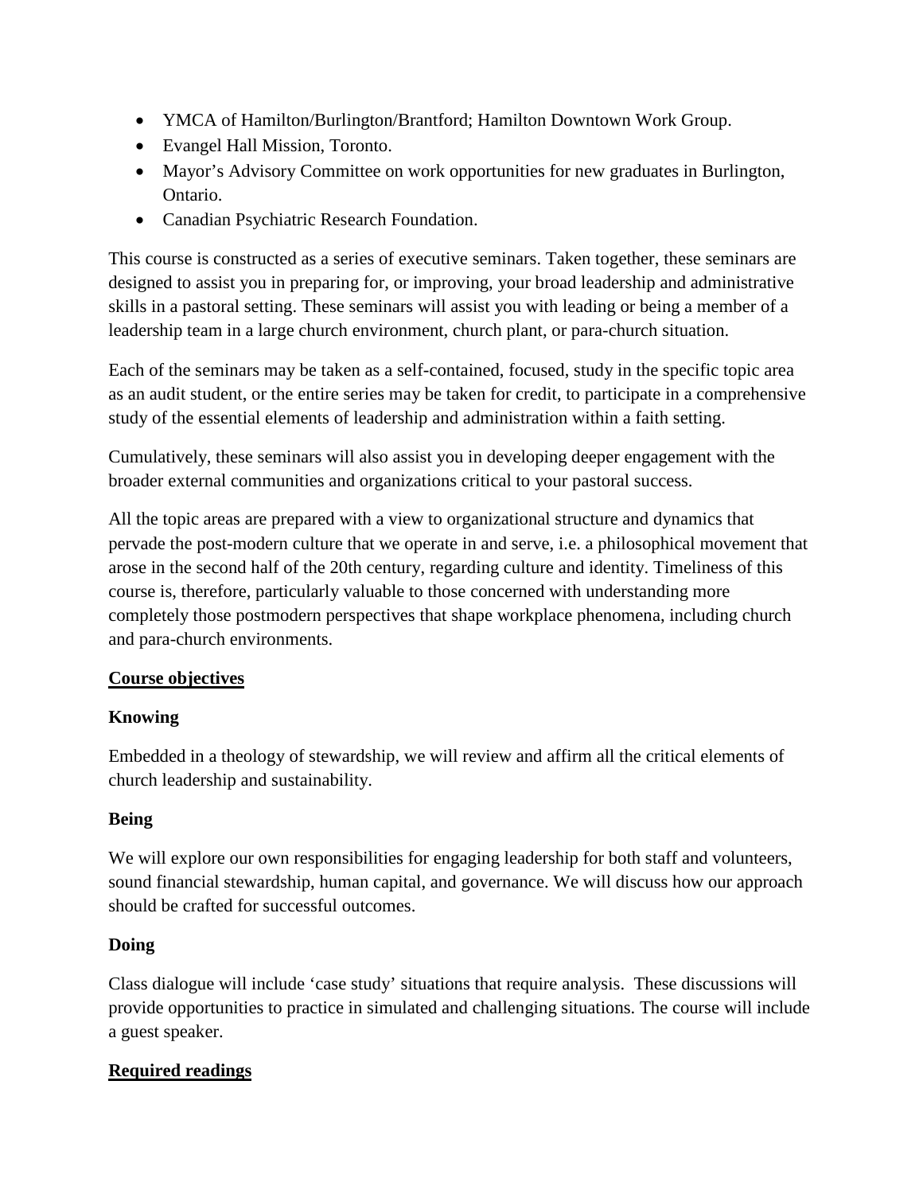- YMCA of Hamilton/Burlington/Brantford; Hamilton Downtown Work Group.
- Evangel Hall Mission, Toronto.
- Mayor's Advisory Committee on work opportunities for new graduates in Burlington, Ontario.
- Canadian Psychiatric Research Foundation.

This course is constructed as a series of executive seminars. Taken together, these seminars are designed to assist you in preparing for, or improving, your broad leadership and administrative skills in a pastoral setting. These seminars will assist you with leading or being a member of a leadership team in a large church environment, church plant, or para-church situation.

Each of the seminars may be taken as a self-contained, focused, study in the specific topic area as an audit student, or the entire series may be taken for credit, to participate in a comprehensive study of the essential elements of leadership and administration within a faith setting.

Cumulatively, these seminars will also assist you in developing deeper engagement with the broader external communities and organizations critical to your pastoral success.

All the topic areas are prepared with a view to organizational structure and dynamics that pervade the post-modern culture that we operate in and serve, i.e. a philosophical movement that arose in the second half of the 20th century, regarding culture and identity. Timeliness of this course is, therefore, particularly valuable to those concerned with understanding more completely those postmodern perspectives that shape workplace phenomena, including church and para-church environments.

## Course objectives

**Knowing**

Embedded in a theology of stewardship, we will review and affirm all the critical elements of church leadership and sustainability.

**Being**

We will explore our own responsibilities for engaging leadership for both staff and volunteers, sound financial stewardship, human capital, and governance. We will discuss how our approach should be crafted for successful outcomes.

**Doing**

Class dialogue will include 'case study' situations that require analysis. These discussions will provide opportunities to practice in simulated and challenging situations. The course will include a guest speaker.

## Required readings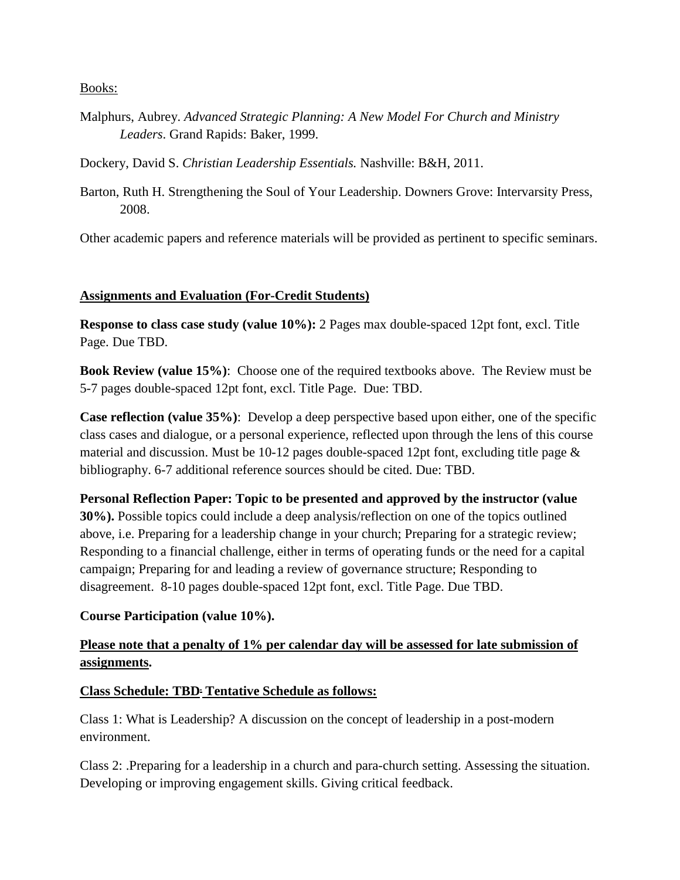Books:

Malphurs, Aubrey. *Advanced Strategic Planning: A New Model For Church and Ministry Leaders*. Grand Rapids: Baker, 1999.

Dockery, David S. *Christian Leadership Essentials.* Nashville: B&H, 2011.

Barton, Ruth H. Strengthening the Soul of Your Leadership. Downers Grove: Intervarsity Press, 2008.

Other academic papers and reference materials will be provided as pertinent to specific seminars.

**Assignments and Evaluation (For-Credit Students)**

**Response to class case study (value 10%):** 2 Pages max double-spaced 12pt font, excl. Title Page. Due TBD.

**Book Review (value 15%)**: Choose one of the required textbooks above. The Review must be 5-7 pages double-spaced 12pt font, excl. Title Page. Due: TBD.

**Case reflection (value 35%)**: Develop a deep perspective based upon either, one of the specific class cases and dialogue, or a personal experience, reflected upon through the lens of this course material and discussion. Must be 10-12 pages double-spaced 12pt font, excluding title page & bibliography. 6-7 additional reference sources should be cited. Due: TBD.

**Personal Reflection Paper: Topic to be presented and approved by the instructor (value 30%).** Possible topics could include a deep analysis/reflection on one of the topics outlined above, i.e. Preparing for a leadership change in your church; Preparing for a strategic review; Responding to a financial challenge, either in terms of operating funds or the need for a capital campaign; Preparing for and leading a review of governance structure; Responding to disagreement. 8-10 pages double-spaced 12pt font, excl. Title Page. Due TBD.

**Course Participation (value 10%).**

**Please note that a penalty of 1% per calendar day will be assessed for late submission of assignments.**

**Class Schedule: TBD- Tentative Schedule as follows:**

Class 1: What is Leadership? A discussion on the concept of leadership in a post-modern environment.

Class 2: .Preparing for a leadership in a church and para-church setting. Assessing the situation. Developing or improving engagement skills. Giving critical feedback.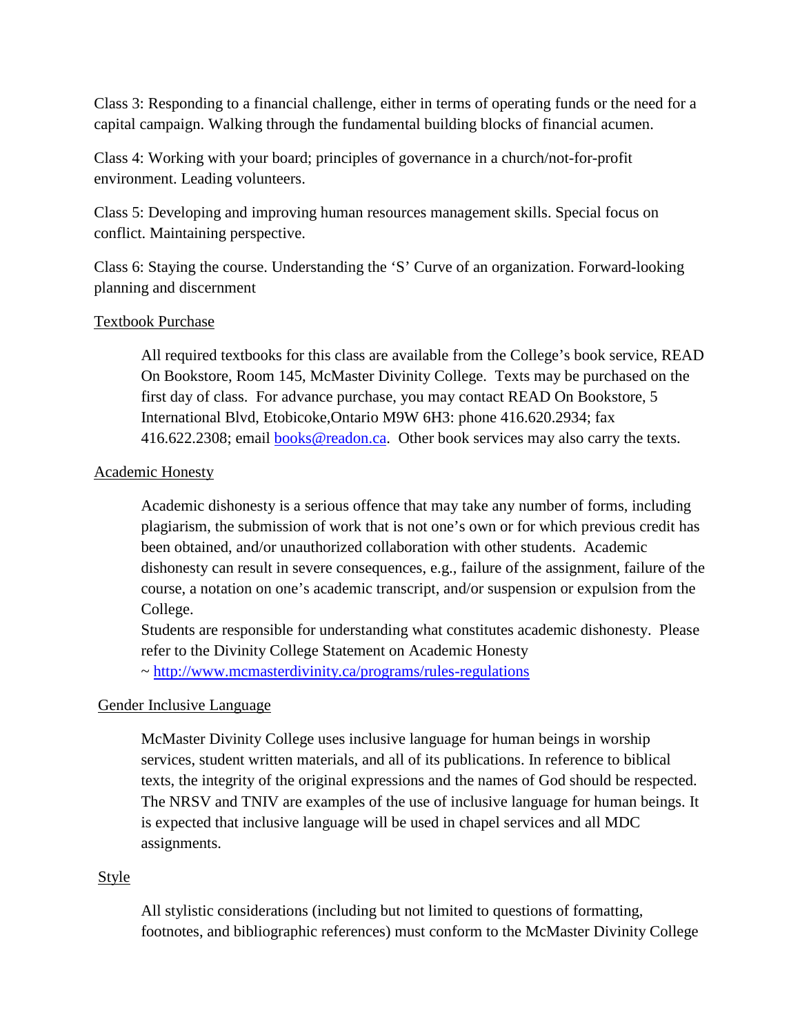Class 3: Responding to a financial challenge, either in terms of operating funds or the need for a capital campaign. Walking through the fundamental building blocks of financial acumen.

Class 4: Working with your board; principles of governance in a church/not-for-profit environment. Leading volunteers.

Class 5: Developing and improving human resources management skills. Special focus on conflict. Maintaining perspective.

Class 6: Staying the course. Understanding the 'S' Curve of an organization. Forward-looking planning and discernment

## Textbook Purchase

All required textbooks for this class are available from the College's book service, READ On Bookstore, Room 145, McMaster Divinity College. Texts may be purchased on the first day of class. For advance purchase, you may contact READ On Bookstore, 5 International Blvd, Etobicoke,Ontario M9W 6H3: phone 416.620.2934; fax 416.622.2308; email [books@readon.ca](mailto:books@readon.ca). Other book services may also carry the texts.

## Academic Honesty

Academic dishonesty is a serious offence that may take any number of forms, including plagiarism, the submission of work that is not one's own or for which previous credit has been obtained, and/or unauthorized collaboration with other students. Academic dishonesty can result in severe consequences, e.g., failure of the assignment, failure of the course, a notation on one's academic transcript, and/or suspension or expulsion from the College.

Students are responsible for understanding what constitutes academic dishonesty. Please refer to the Divinity College Statement on Academic Honesty ~ [http://www.mcmasterdivinity.ca/programs/rules-regulations](http://www.mcmasterdivinity.ca/programs/rules-regulations)

## Gender Inclusive Language

McMaster Divinity College uses inclusive language for human beings in worship services, student written materials, and all of its publications. In reference to biblical texts, the integrity of the original expressions and the names of God should be respected. The NRSV and TNIV are examples of the use of inclusive language for human beings. It is expected that inclusive language will be used in chapel services and all MDC assignments.

## Style

All stylistic considerations (including but not limited to questions of formatting, footnotes, and bibliographic references) must conform to the McMaster Divinity College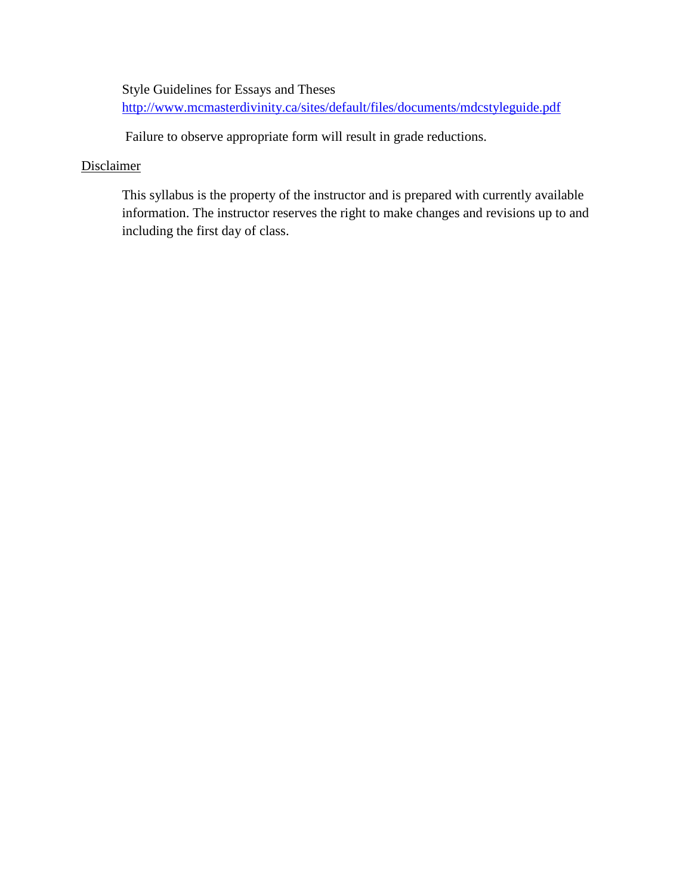Style Guidelines for Essays and Theses
http://www.mcmasterdivinity.ca/sites/default/files/documents/mdcstyleguide.pdf

Failure to observe appropriate form will result in grade reductions.

Disclaimer

This syllabus is the property of the instructor and is prepared with currently available information. The instructor reserves the right to make changes and revisions up to and including the first day of class.